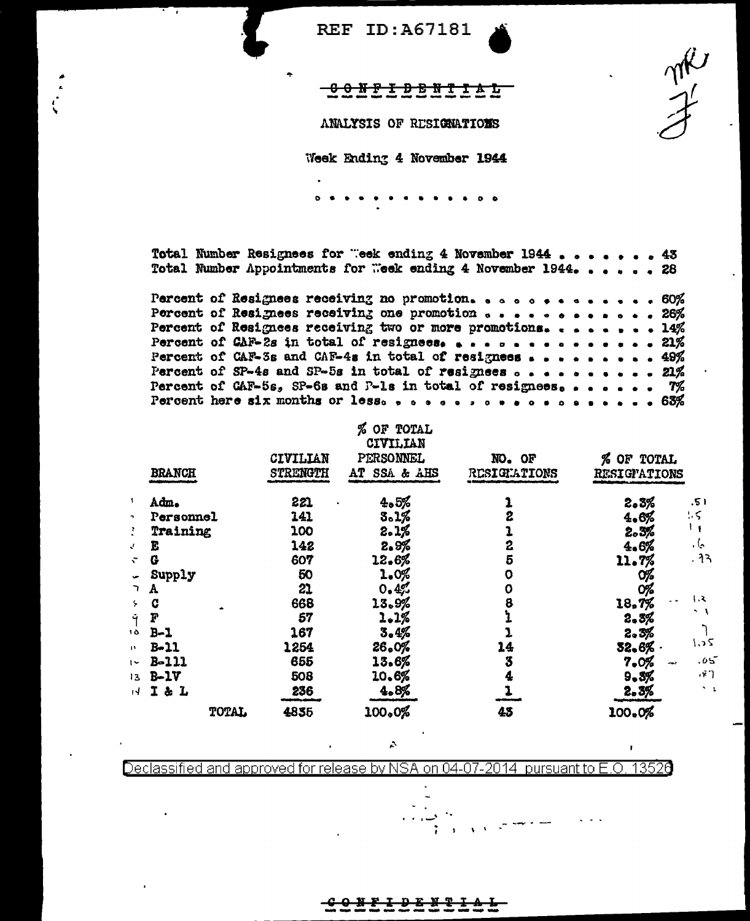REF ID:A67181

CONFIDENTIAL

ANALYSIS OF RESIGNATIONS

Week Ending 4 November 1944

. . . . . . . . . . . . .

Total Number Resignees for Week ending 4 November 1944 . . . . . . . . 43
Total Number Appointments for Week ending 4 November 1944. . . . . . 28

Percent of Resignees receiving no promotion. . . . . . . . . . . . 60%
Percent of Resignees receiving one promotion . . . . . . . . . . . 26%
Percent of Resignees receiving two or more promotions. . . . . . . . 14%
Percent of CAF-2s in total of resignees. . . . . . . . . . . . . . 21%
Percent of CAF-3s and CAF-4s in total of resignees . . . . . . . . . . 49%
Percent of SP-4s and SP-5s in total of resignees . . . . . . . . . . 21%
Percent of CAF-5s, SP-6s and P-1s in total of resignees. . . . . . . . 7%
Percent here six months or less. . . . . . . . . . . . . . . . . . . 63%

| BRANCH | CIVILIAN STRENGTH | % OF TOTAL CIVILIAN PERSONNEL AT SSA & AHS | NO. OF RESIGNATIONS | % OF TOTAL RESIGNATIONS |
|---|---|---|---|---|
| Adm. | 221 | 4.5% | 1 | 2.3% |
| Personnel | 141 | 3.1% | 2 | 4.6% |
| Training | 100 | 2.1% | 1 | 2.3% |
| E | 142 | 2.9% | 2 | 4.6% |
| G | 607 | 12.6% | 5 | 11.7% |
| Supply | 50 | 1.0% | 0 | 0% |
| A | 21 | 0.4% | 0 | 0% |
| C | 668 | 13.9% | 8 | 18.7% |
| F | 57 | 1.1% | 1 | 2.3% |
| B-1 | 167 | 3.4% | 1 | 2.3% |
| B-11 | 1254 | 26.0% | 14 | 32.6% |
| B-111 | 655 | 13.6% | 3 | 7.0% |
| B-1V | 508 | 10.6% | 4 | 9.3% |
| I & L | 236 | 4.8% | 1 | 2.3% |
| TOTAL | 4835 | 100.0% | 43 | 100.0% |

Declassified and approved for release by NSA on 04-07-2014 pursuant to E.O. 13526

CONFIDENTIAL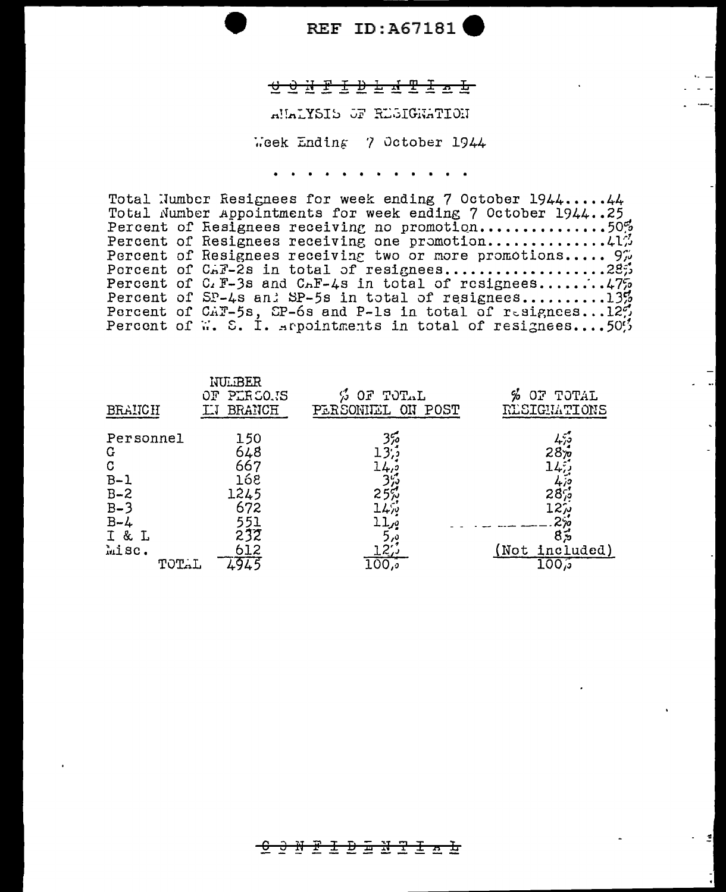REF ID:A67181

CONFIDENTIAL

# ANALYSIS OF RESIGNATION

Week Ending 7 October 1944

. . . . . . . . . . . . .

Total Number Resignees for week ending 7 October 1944.....44
Total Number Appointments for week ending 7 October 1944..25
Percent of Resignees receiving no promotion..............50%
Percent of Resignees receiving one promotion.............41%
Percent of Resignees receiving two or more promotions..... 9%
Percent of CAF-2s in total of resignees..................28%
Percent of CAF-3s and CAF-4s in total of resignees.......47%
Percent of SP-4s and SP-5s in total of resignees.........13%
Percent of CAF-5s, SP-6s and P-1s in total of resignees...12%
Percent of W. S. I. appointments in total of resignees....50%

| BRANCH | NUMBER OF PERSONS IN BRANCH | % OF TOTAL PERSONNEL ON POST | % OF TOTAL RESIGNATIONS |
|---|---|---|---|
| Personnel | 150 | 3% | 4% |
| G | 648 | 13% | 28% |
| C | 667 | 14% | 14% |
| B-1 | 168 | 3% | 4% |
| B-2 | 1245 | 25% | 28% |
| B-3 | 672 | 14% | 12% |
| B-4 | 551 | 11% | 2% |
| I & L | 232 | 5% | 8% |
| Misc. | 612 | 12% | (Not included) |
| TOTAL | 4945 | 100% | 100% |

CONFIDENTIAL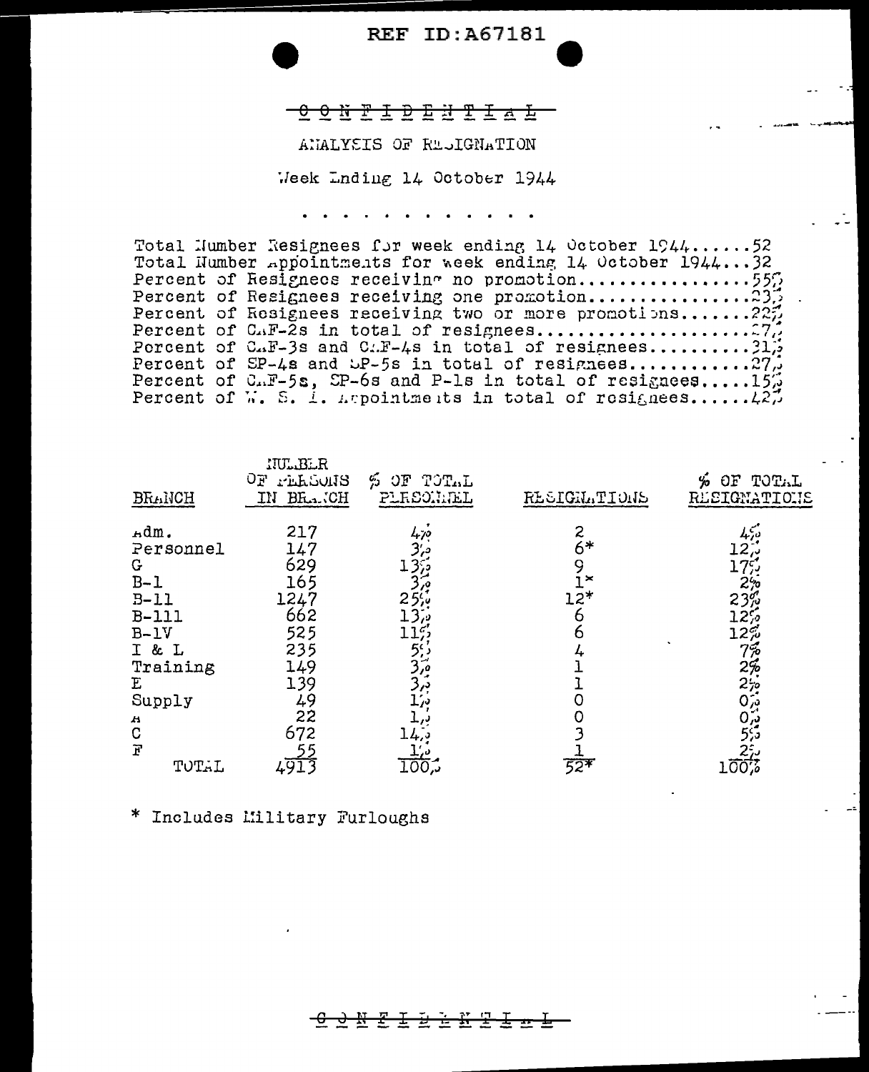REF ID:A67181

CONFIDENTIAL

ANALYSIS OF RESIGNATION

Week Ending 14 October 1944

. . . . . . . . . . . . .

Total Number Resignees for week ending 14 October 1944......52
Total Number Appointments for week ending 14 October 1944...32
Percent of Resignees receiving no promotion...............55%
Percent of Resignees receiving one promotion...............23%
Percent of Resignees receiving two or more promotions.......22%
Percent of CAF-2s in total of resignees....................27%
Percent of CAF-3s and CAF-4s in total of resignees..........31%
Percent of SP-4s and SP-5s in total of resignees...........27%
Percent of CAF-5s, SP-6s and P-1s in total of resignees.....15%
Percent of W. S. I. Appointments in total of resignees......42%

| BRANCH | NUMBER OF PERSONS IN BRANCH | % OF TOTAL PERSONNEL | RESIGNATIONS | % OF TOTAL RESIGNATIONS |
|---|---|---|---|---|
| Adm. | 217 | 4% | 2 | 4% |
| Personnel | 147 | 3% | 6* | 12% |
| G | 629 | 13% | 9 | 17% |
| B-1 | 165 | 3% | 1* | 2% |
| B-11 | 1247 | 25% | 12* | 23% |
| B-111 | 662 | 13% | 6 | 12% |
| B-1V | 525 | 11% | 6 | 12% |
| I & L | 235 | 5% | 4 | 7% |
| Training | 149 | 3% | 1 | 2% |
| E | 139 | 3% | 1 | 2% |
| Supply | 49 | 1% | 0 | 0% |
| A | 22 | 1% | 0 | 0% |
| C | 672 | 14% | 3 | 5% |
| F | 55 | 1% | 1 | 2% |
| TOTAL | 4913 | 100% | 52* | 100% |

* Includes Military Furloughs

CONFIDENTIAL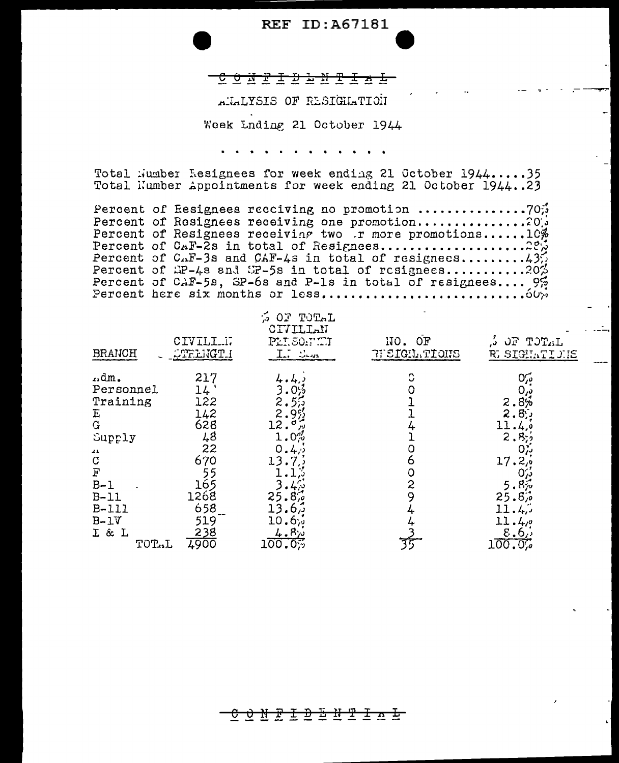REF ID:A67181

CONFIDENTIAL

# ANALYSIS OF RESIGNATION

Week Ending 21 October 1944

. . . . . . . . . . . . .

Total Number Resignees for week ending 21 October 1944.....35
Total Number Appointments for week ending 21 October 1944..23

Percent of Resignees receiving no promotion ..............70%
Percent of Resignees receiving one promotion..............20%
Percent of Resignees receiving two or more promotions......10%
Percent of CAF-2s in total of Resignees...................28%
Percent of CAF-3s and CAF-4s in total of resignees.........43%
Percent of SP-4s and SP-5s in total of resignees...........20%
Percent of CAF-5s, SP-6s and P-1s in total of resignees.... 9%
Percent here six months or less...........................60%

| BRANCH | CIVILIAN STRENGTH | % OF TOTAL CIVILIAN PERSONNEL IN SSA | NO. OF RESIGNATIONS | % OF TOTAL RESIGNATIONS |
|---|---|---|---|---|
| Adm. | 217 | 4.4% | 0 | 0% |
| Personnel | 14 | 3.0% | 0 | 0% |
| Training | 122 | 2.5% | 1 | 2.8% |
| E | 142 | 2.9% | 1 | 2.8% |
| G | 628 | 12.8% | 4 | 11.4% |
| Supply | 48 | 1.0% | 1 | 2.8% |
| A | 22 | 0.4% | 0 | 0% |
| C | 670 | 13.7% | 6 | 17.2% |
| F | 55 | 1.1% | 0 | 0% |
| B-1 | 165 | 3.4% | 2 | 5.8% |
| B-11 | 1268 | 25.8% | 9 | 25.6% |
| B-111 | 658 | 13.6% | 4 | 11.4% |
| B-1V | 519 | 10.6% | 4 | 11.4% |
| I & L | 238 | 4.8% | 3 | 8.6% |
| TOTAL | 4900 | 100.0% | 35 | 100.0% |

CONFIDENTIAL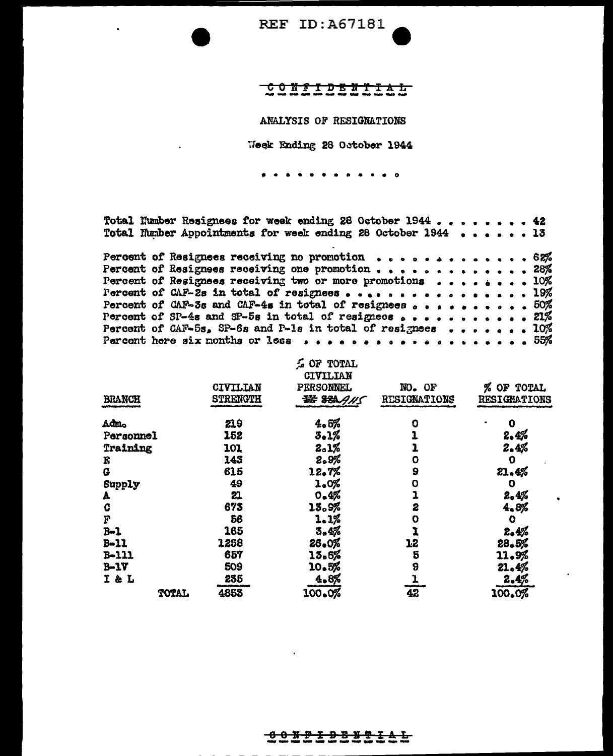REF ID:A67181

CONFIDENTIAL

ANALYSIS OF RESIGNATIONS

Week Ending 28 October 1944

. . . . . . . . . . . .

Total Number Resignees for week ending 28 October 1944 . . . . . . . . 42
Total Number Appointments for week ending 28 October 1944 . . . . . . 13

Percent of Resignees receiving no promotion . . . . . . . . . . . . . 62%
Percent of Resignees receiving one promotion . . . . . . . . . . . . . 28%
Percent of Resignees receiving two or more promotions . . . . . . . . 10%
Percent of CAF-2s in total of resignees . . . . . . . . . . . . . . . 19%
Percent of CAF-3s and CAF-4s in total of resignees . . . . . . . . . . 50%
Percent of SP-4s and SP-5s in total of resignees . . . . . . . . . . . 21%
Percent of CAF-5s, SP-6s and P-1s in total of resignees . . . . . . . . 10%
Percent here six months or less . . . . . . . . . . . . . . . . . . . 55%

| BRANCH | CIVILIAN STRENGTH | % OF TOTAL CIVILIAN PERSONNEL ~~IN SSA~~ AHS | NO. OF RESIGNATIONS | % OF TOTAL RESIGNATIONS |
|---|---|---|---|---|
| Adm. | 219 | 4.5% | 0 | 0 |
| Personnel | 152 | 3.1% | 1 | 2.4% |
| Training | 101 | 2.1% | 1 | 2.4% |
| E | 143 | 2.9% | 0 | 0 |
| G | 615 | 12.7% | 9 | 21.4% |
| Supply | 49 | 1.0% | 0 | 0 |
| A | 21 | 0.4% | 1 | 2.4% |
| C | 673 | 13.9% | 2 | 4.8% |
| F | 56 | 1.1% | 0 | 0 |
| B-1 | 165 | 3.4% | 1 | 2.4% |
| B-11 | 1258 | 26.0% | 12 | 28.5% |
| B-111 | 657 | 13.6% | 5 | 11.9% |
| B-1V | 509 | 10.5% | 9 | 21.4% |
| I & L | 235 | 4.8% | 1 | 2.4% |
| TOTAL | 4853 | 100.0% | 42 | 100.0% |

CONFIDENTIAL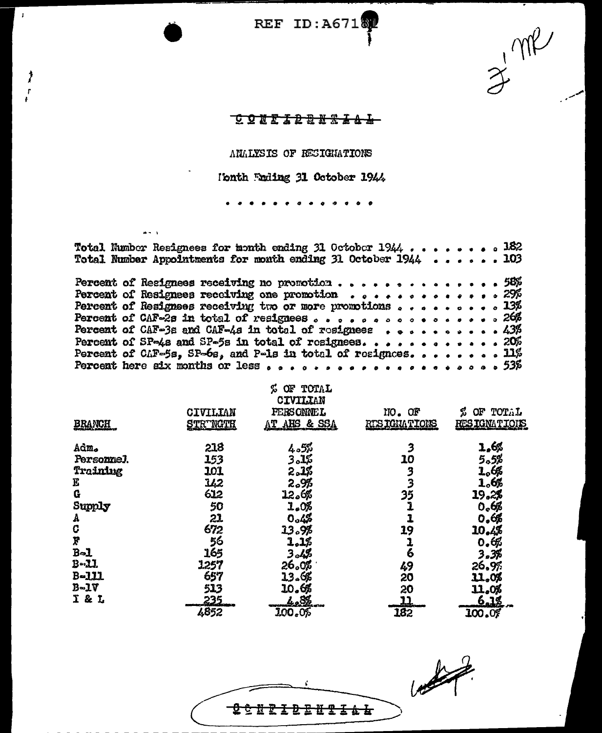REF ID:A67181

CONFIDENTIAL

ANALYSIS OF RESIGNATIONS

Month Ending 31 October 1944

. . . . . . . . . . . . .

Total Number Resignees for month ending 31 October 1944 . . . . . . . . 182
Total Number Appointments for month ending 31 October 1944 . . . . . . 103

Percent of Resignees receiving no promotion . . . . . . . . . . . . . . 58%
Percent of Resignees receiving one promotion . . . . . . . . . . . . . 29%
Percent of Resignees receiving two or more promotions . . . . . . . . . 13%
Percent of CAF-2s in total of resignees . . . . . . . . . . . . . . . 26%
Percent of CAF-3s and CAF-4s in total of resignees . . . . . . . . . . 43%
Percent of SP-4s and SP-5s in total of resignees. . . . . . . . . . . 20%
Percent of CAF-5s, SP-6s, and P-1s in total of resignees. . . . . . . . 11%
Percent here six months or less . . . . . . . . . . . . . . . . . . . 53%

| BRANCH | CIVILIAN STRENGTH | % OF TOTAL CIVILIAN PERSONNEL AT AHS & SSA | NO. OF RESIGNATIONS | % OF TOTAL RESIGNATIONS |
|---|---|---|---|---|
| Adm. | 218 | 4.5% | 3 | 1.6% |
| Personnel | 153 | 3.1% | 10 | 5.5% |
| Training | 101 | 2.1% | 3 | 1.6% |
| E | 142 | 2.9% | 3 | 1.6% |
| G | 612 | 12.6% | 35 | 19.2% |
| Supply | 50 | 1.0% | 1 | 0.6% |
| A | 21 | 0.4% | 1 | 0.6% |
| C | 672 | 13.9% | 19 | 10.4% |
| F | 56 | 1.1% | 1 | 0.6% |
| B-1 | 165 | 3.4% | 6 | 3.3% |
| B-11 | 1257 | 26.0% | 49 | 26.9% |
| B-111 | 657 | 13.6% | 20 | 11.0% |
| B-1V | 513 | 10.6% | 20 | 11.0% |
| I & L | 235 | 4.8% | 11 | 6.1% |
| | 4852 | 100.0% | 182 | 100.0% |

CONFIDENTIAL